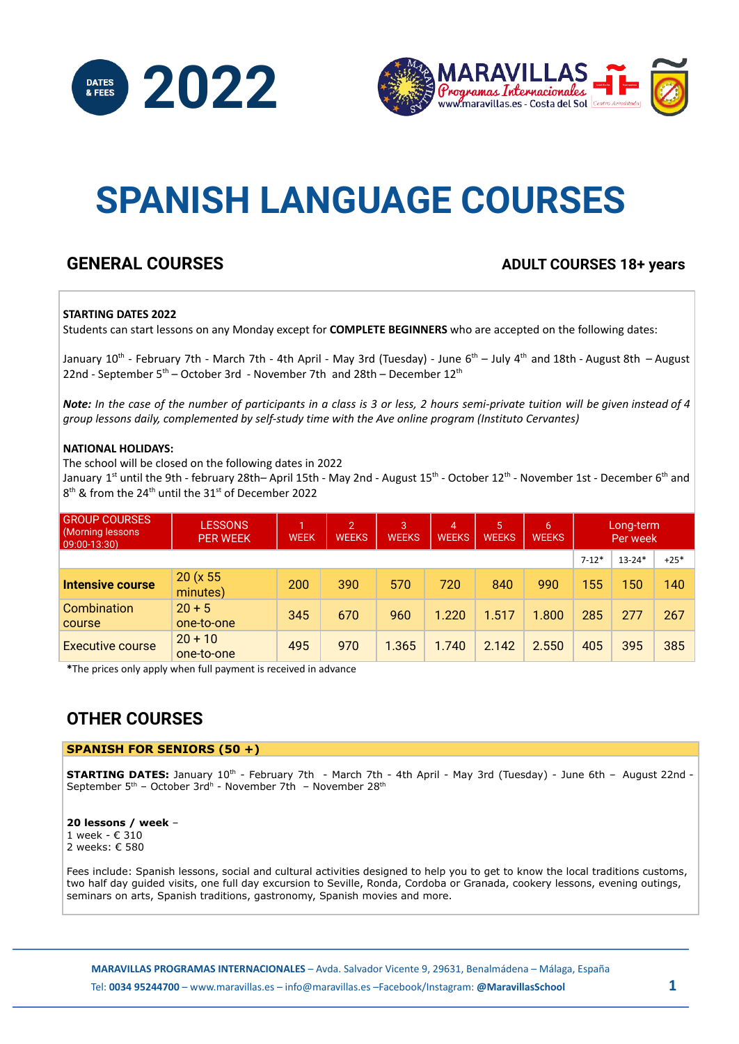DATES & FEES **2022**

MARAVILLAS Programas Internacionales
www.maravillas.es - Costa del Sol

# SPANISH LANGUAGE COURSES

## GENERAL COURSES

**ADULT COURSES 18+ years**

**STARTING DATES 2022**
Students can start lessons on any Monday except for **COMPLETE BEGINNERS** who are accepted on the following dates:

January 10th - February 7th - March 7th - 4th April - May 3rd (Tuesday) - June 6th – July 4th and 18th - August 8th – August 22nd - September 5th – October 3rd - November 7th and 28th – December 12th

***Note:*** *In the case of the number of participants in a class is 3 or less, 2 hours semi-private tuition will be given instead of 4 group lessons daily, complemented by self-study time with the Ave online program (Instituto Cervantes)*

**NATIONAL HOLIDAYS:**
The school will be closed on the following dates in 2022
January 1st until the 9th - february 28th– April 15th - May 2nd - August 15th - October 12th - November 1st - December 6th and 8th & from the 24th until the 31st of December 2022

| GROUP COURSES (Morning lessons 09:00-13:30) | LESSONS PER WEEK | 1 WEEK | 2 WEEKS | 3 WEEKS | 4 WEEKS | 5 WEEKS | 6 WEEKS | Long-term Per week | | |
|---|---|---|---|---|---|---|---|---|---|---|
| | | | | | | | | 7-12* | 13-24* | +25* |
| **Intensive course** | 20 (x 55 minutes) | 200 | 390 | 570 | 720 | 840 | 990 | 155 | 150 | 140 |
| Combination course | 20 + 5 one-to-one | 345 | 670 | 960 | 1.220 | 1.517 | 1.800 | 285 | 277 | 267 |
| Executive course | 20 + 10 one-to-one | 495 | 970 | 1.365 | 1.740 | 2.142 | 2.550 | 405 | 395 | 385 |

***The prices only apply when full payment is received in advance**

## OTHER COURSES

**SPANISH FOR SENIORS (50 +)**

**STARTING DATES:** January 10th - February 7th - March 7th - 4th April - May 3rd (Tuesday) - June 6th – August 22nd - September 5th – October 3rd - November 7th – November 28th

**20 lessons / week** –
1 week - € 310
2 weeks: € 580

Fees include: Spanish lessons, social and cultural activities designed to help you to get to know the local traditions customs, two half day guided visits, one full day excursion to Seville, Ronda, Cordoba or Granada, cookery lessons, evening outings, seminars on arts, Spanish traditions, gastronomy, Spanish movies and more.

**MARAVILLAS PROGRAMAS INTERNACIONALES** – Avda. Salvador Vicente 9, 29631, Benalmádena – Málaga, España
Tel: **0034 95244700** – www.maravillas.es – info@maravillas.es –Facebook/Instagram: **@MaravillasSchool**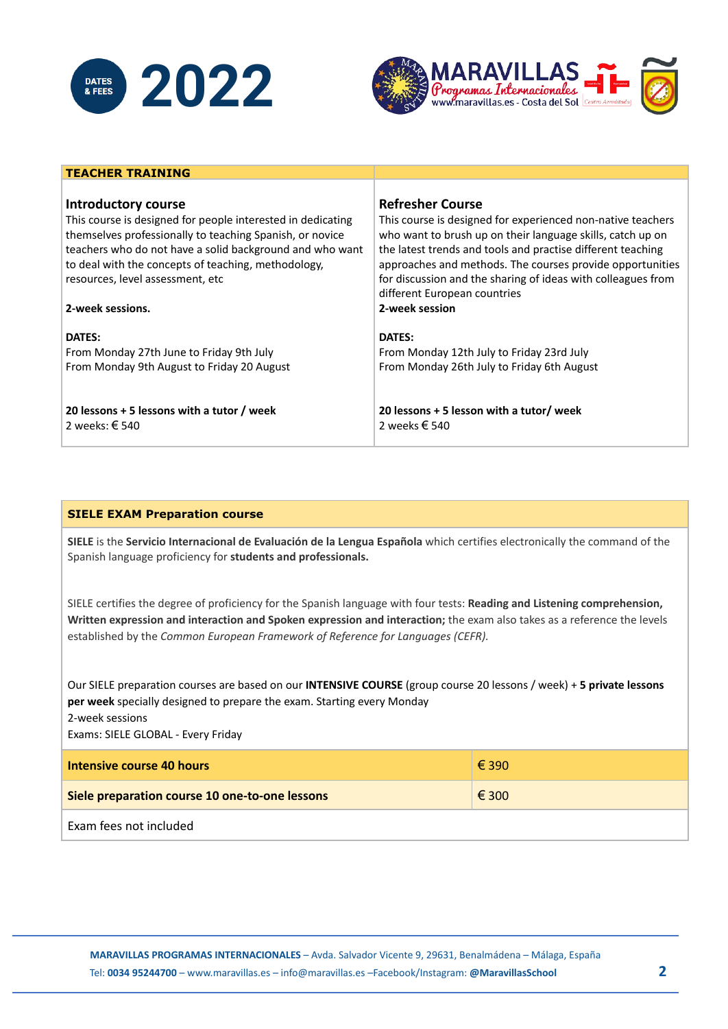**DATES & FEES 2022**

**MARAVILLAS** *Programas Internacionales* www.maravillas.es - Costa del Sol

## TEACHER TRAINING

### Introductory course

This course is designed for people interested in dedicating themselves professionally to teaching Spanish, or novice teachers who do not have a solid background and who want to deal with the concepts of teaching, methodology, resources, level assessment, etc

**2-week sessions.**

**DATES:**
From Monday 27th June to Friday 9th July
From Monday 9th August to Friday 20 August

**20 lessons + 5 lessons with a tutor / week**
2 weeks: € 540

### Refresher Course

This course is designed for experienced non-native teachers who want to brush up on their language skills, catch up on the latest trends and tools and practise different teaching approaches and methods. The courses provide opportunities for discussion and the sharing of ideas with colleagues from different European countries

**2-week session**

**DATES:**
From Monday 12th July to Friday 23rd July
From Monday 26th July to Friday 6th August

**20 lessons + 5 lesson with a tutor/ week**
2 weeks € 540

## SIELE EXAM Preparation course

**SIELE** is the **Servicio Internacional de Evaluación de la Lengua Española** which certifies electronically the command of the Spanish language proficiency for **students and professionals.**

SIELE certifies the degree of proficiency for the Spanish language with four tests: **Reading and Listening comprehension, Written expression and interaction and Spoken expression and interaction;** the exam also takes as a reference the levels established by the *Common European Framework of Reference for Languages (CEFR).*

Our SIELE preparation courses are based on our **INTENSIVE COURSE** (group course 20 lessons / week) + **5 private lessons per week** specially designed to prepare the exam. Starting every Monday
2-week sessions
Exams: SIELE GLOBAL - Every Friday

| | |
|---|---|
| **Intensive course 40 hours** | € 390 |
| **Siele preparation course 10 one-to-one lessons** | € 300 |

Exam fees not included

**MARAVILLAS PROGRAMAS INTERNACIONALES** – Avda. Salvador Vicente 9, 29631, Benalmádena – Málaga, España
Tel: **0034 95244700** – www.maravillas.es – info@maravillas.es –Facebook/Instagram: **@MaravillasSchool**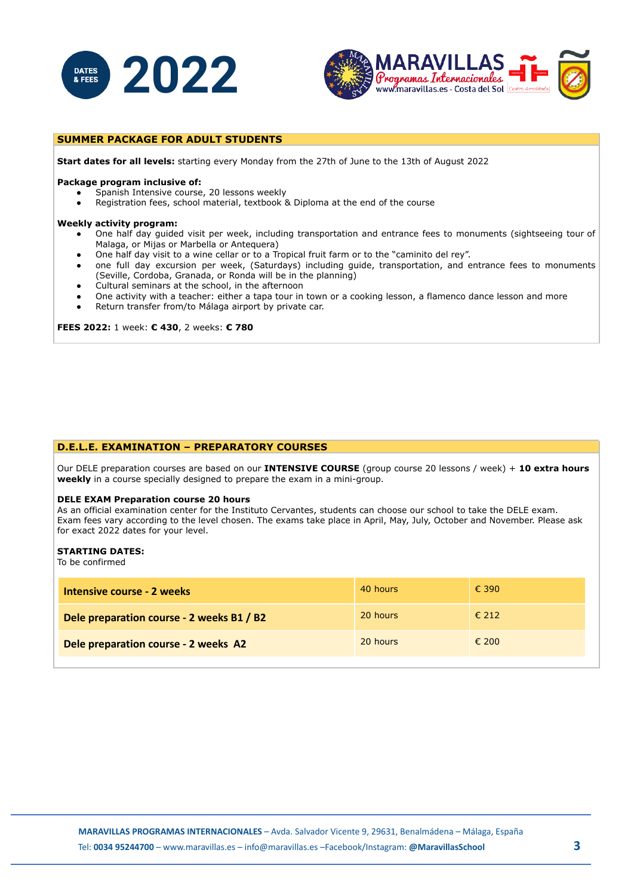# DATES & FEES 2022

## SUMMER PACKAGE FOR ADULT STUDENTS

**Start dates for all levels:** starting every Monday from the 27th of June to the 13th of August 2022

**Package program inclusive of:**

- Spanish Intensive course, 20 lessons weekly
- Registration fees, school material, textbook & Diploma at the end of the course

**Weekly activity program:**

- One half day guided visit per week, including transportation and entrance fees to monuments (sightseeing tour of Malaga, or Mijas or Marbella or Antequera)
- One half day visit to a wine cellar or to a Tropical fruit farm or to the "caminito del rey".
- one full day excursion per week, (Saturdays) including guide, transportation, and entrance fees to monuments (Seville, Cordoba, Granada, or Ronda will be in the planning)
- Cultural seminars at the school, in the afternoon
- One activity with a teacher: either a tapa tour in town or a cooking lesson, a flamenco dance lesson and more
- Return transfer from/to Málaga airport by private car.

**FEES 2022:** 1 week: **€ 430**, 2 weeks: **€ 780**

## D.E.L.E. EXAMINATION – PREPARATORY COURSES

Our DELE preparation courses are based on our **INTENSIVE COURSE** (group course 20 lessons / week) + **10 extra hours weekly** in a course specially designed to prepare the exam in a mini-group.

**DELE EXAM Preparation course 20 hours**
As an official examination center for the Instituto Cervantes, students can choose our school to take the DELE exam. Exam fees vary according to the level chosen. The exams take place in April, May, July, October and November. Please ask for exact 2022 dates for your level.

**STARTING DATES:**
To be confirmed

| Course | Hours | Fee |
|---|---|---|
| **Intensive course - 2 weeks** | 40 hours | € 390 |
| **Dele preparation course - 2 weeks B1 / B2** | 20 hours | € 212 |
| **Dele preparation course - 2 weeks A2** | 20 hours | € 200 |

**MARAVILLAS PROGRAMAS INTERNACIONALES** – Avda. Salvador Vicente 9, 29631, Benalmádena – Málaga, España
Tel: **0034 95244700** – www.maravillas.es – info@maravillas.es –Facebook/Instagram: **@MaravillasSchool**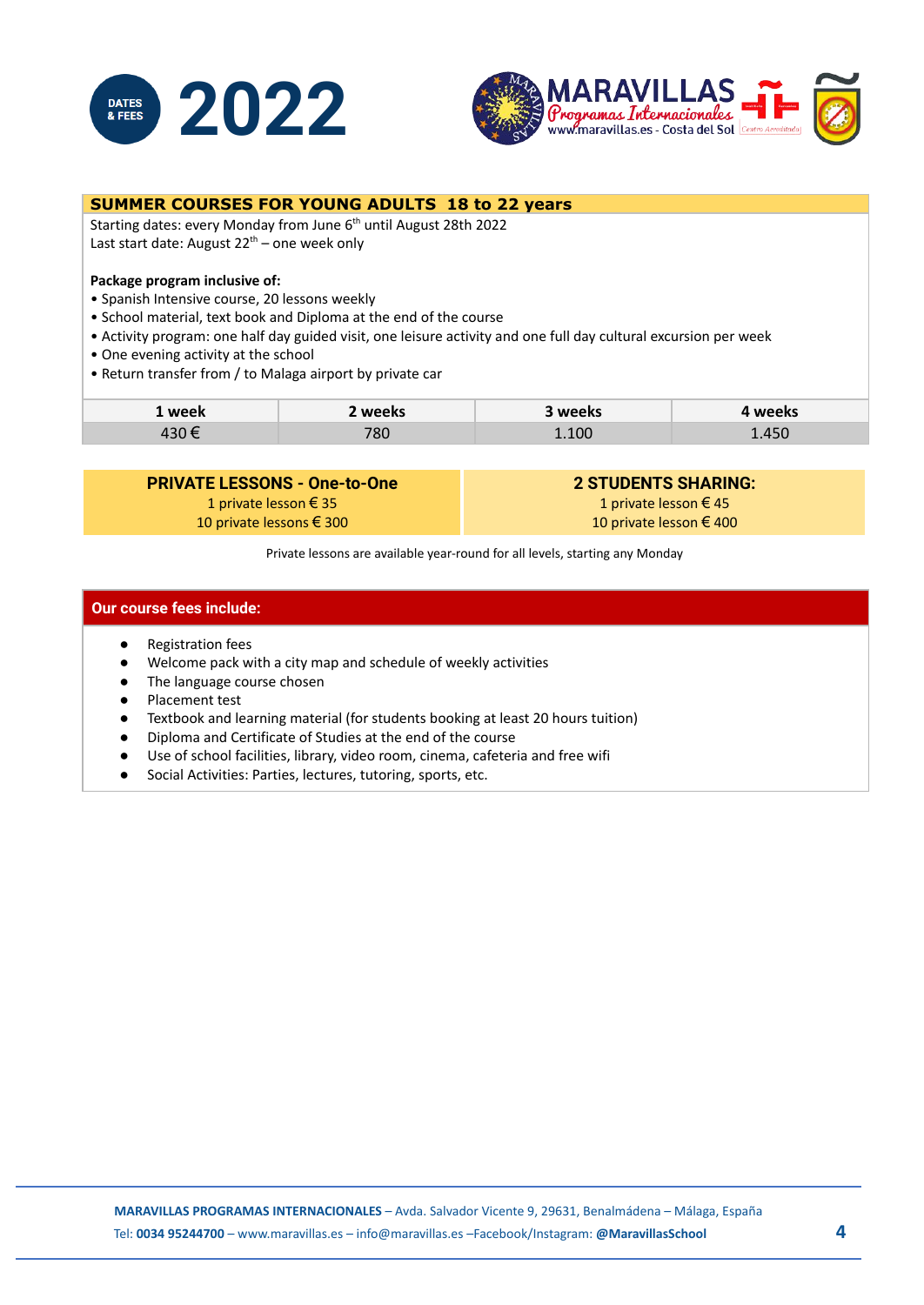DATES & FEES **2022**

MARAVILLAS *Programas Internacionales* www.maravillas.es - Costa del Sol

## SUMMER COURSES FOR YOUNG ADULTS 18 to 22 years

Starting dates: every Monday from June 6th until August 28th 2022
Last start date: August 22th – one week only

**Package program inclusive of:**

- Spanish Intensive course, 20 lessons weekly
- School material, text book and Diploma at the end of the course
- Activity program: one half day guided visit, one leisure activity and one full day cultural excursion per week
- One evening activity at the school
- Return transfer from / to Malaga airport by private car

| 1 week | 2 weeks | 3 weeks | 4 weeks |
|---|---|---|---|
| 430 € | 780 | 1.100 | 1.450 |

| PRIVATE LESSONS - One-to-One | 2 STUDENTS SHARING: |
|---|---|
| 1 private lesson € 35 | 1 private lesson € 45 |
| 10 private lessons € 300 | 10 private lesson € 400 |

Private lessons are available year-round for all levels, starting any Monday

## Our course fees include:

- Registration fees
- Welcome pack with a city map and schedule of weekly activities
- The language course chosen
- Placement test
- Textbook and learning material (for students booking at least 20 hours tuition)
- Diploma and Certificate of Studies at the end of the course
- Use of school facilities, library, video room, cinema, cafeteria and free wifi
- Social Activities: Parties, lectures, tutoring, sports, etc.

**MARAVILLAS PROGRAMAS INTERNACIONALES** – Avda. Salvador Vicente 9, 29631, Benalmádena – Málaga, España
Tel: **0034 95244700** – www.maravillas.es – info@maravillas.es –Facebook/Instagram: **@MaravillasSchool**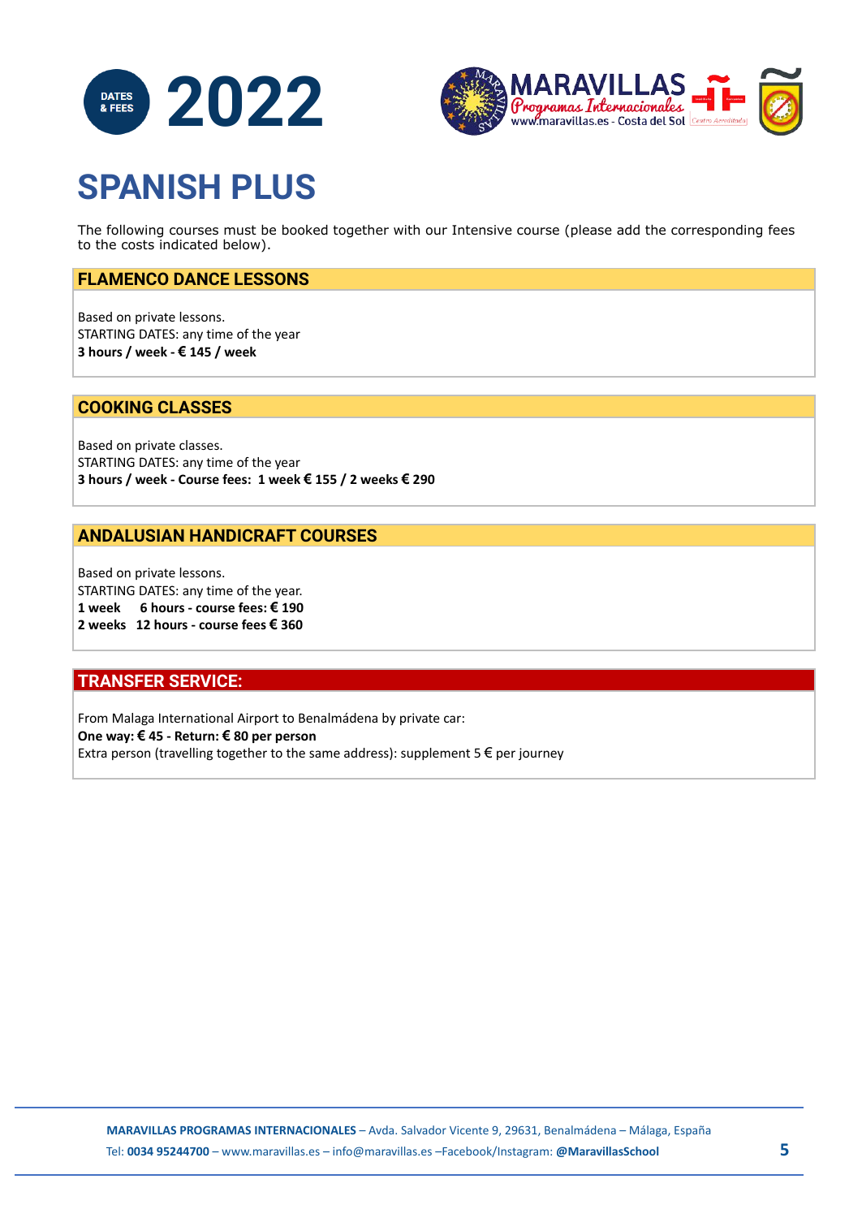DATES & FEES **2022**

# SPANISH PLUS

The following courses must be booked together with our Intensive course (please add the corresponding fees to the costs indicated below).

## FLAMENCO DANCE LESSONS

Based on private lessons.
STARTING DATES: any time of the year
**3 hours / week - € 145 / week**

## COOKING CLASSES

Based on private classes.
STARTING DATES: any time of the year
**3 hours / week - Course fees: 1 week € 155 / 2 weeks € 290**

## ANDALUSIAN HANDICRAFT COURSES

Based on private lessons.
STARTING DATES: any time of the year.
**1 week 6 hours - course fees: € 190**
**2 weeks 12 hours - course fees € 360**

## TRANSFER SERVICE:

From Malaga International Airport to Benalmádena by private car:
**One way: € 45 - Return: € 80 per person**
Extra person (travelling together to the same address): supplement 5 € per journey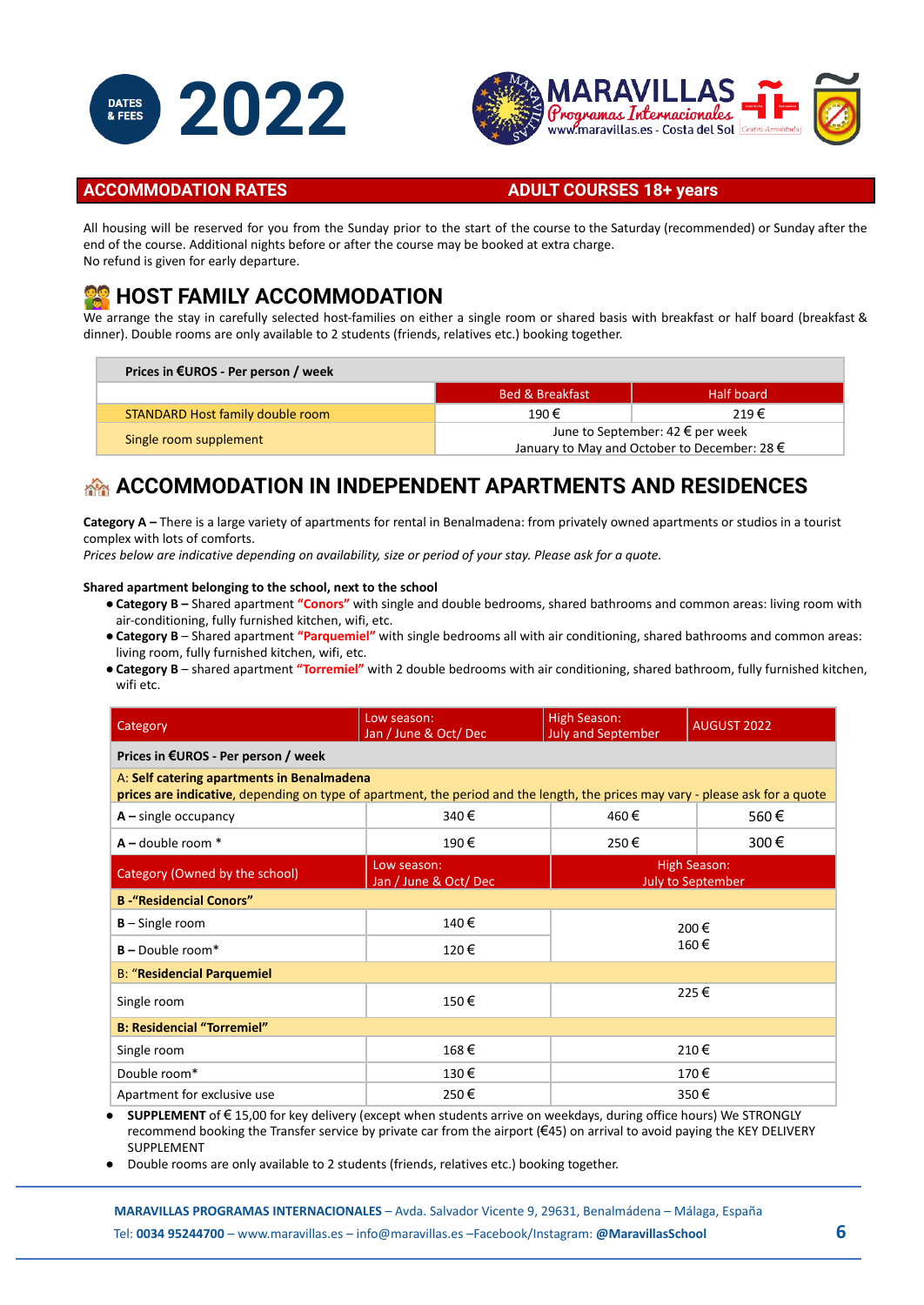# 2022 DATES & FEES

**ACCOMMODATION RATES** — **ADULT COURSES 18+ years**

All housing will be reserved for you from the Sunday prior to the start of the course to the Saturday (recommended) or Sunday after the end of the course. Additional nights before or after the course may be booked at extra charge.
No refund is given for early departure.

## HOST FAMILY ACCOMMODATION

We arrange the stay in carefully selected host-families on either a single room or shared basis with breakfast or half board (breakfast & dinner). Double rooms are only available to 2 students (friends, relatives etc.) booking together.

| Prices in €UROS - Per person / week | | |
|---|---|---|
| | Bed & Breakfast | Half board |
| STANDARD Host family double room | 190 € | 219 € |
| Single room supplement | June to September: 42 € per week<br>January to May and October to December: 28 € | |

## ACCOMMODATION IN INDEPENDENT APARTMENTS AND RESIDENCES

**Category A –** There is a large variety of apartments for rental in Benalmadena: from privately owned apartments or studios in a tourist complex with lots of comforts.
*Prices below are indicative depending on availability, size or period of your stay. Please ask for a quote.*

**Shared apartment belonging to the school, next to the school**

- **Category B –** Shared apartment **"Conors"** with single and double bedrooms, shared bathrooms and common areas: living room with air-conditioning, fully furnished kitchen, wifi, etc.
- **Category B** – Shared apartment **"Parquemiel"** with single bedrooms all with air conditioning, shared bathrooms and common areas: living room, fully furnished kitchen, wifi, etc.
- **Category B** – shared apartment **"Torremiel"** with 2 double bedrooms with air conditioning, shared bathroom, fully furnished kitchen, wifi etc.

| Category | Low season: Jan / June & Oct/ Dec | High Season: July and September | AUGUST 2022 |
|---|---|---|---|
| **Prices in €UROS - Per person / week** | | | |
| A: **Self catering apartments in Benalmadena**<br>**prices are indicative**, depending on type of apartment, the period and the length, the prices may vary - please ask for a quote | | | |
| **A –** single occupancy | 340 € | 460 € | 560 € |
| **A –** double room * | 190 € | 250 € | 300 € |
| Category (Owned by the school) | Low season: Jan / June & Oct/ Dec | High Season: July to September | |
| **B -"Residencial Conors"** | | | |
| **B –** Single room | 140 € | 200 € | |
| **B –** Double room* | 120 € | 160 € | |
| B: "**Residencial Parquemiel** | | | |
| Single room | 150 € | 225 € | |
| **B: Residencial "Torremiel"** | | | |
| Single room | 168 € | 210 € | |
| Double room* | 130 € | 170 € | |
| Apartment for exclusive use | 250 € | 350 € | |

- **SUPPLEMENT** of € 15,00 for key delivery (except when students arrive on weekdays, during office hours) We STRONGLY recommend booking the Transfer service by private car from the airport (€45) on arrival to avoid paying the KEY DELIVERY SUPPLEMENT
- Double rooms are only available to 2 students (friends, relatives etc.) booking together.

**MARAVILLAS PROGRAMAS INTERNACIONALES** – Avda. Salvador Vicente 9, 29631, Benalmádena – Málaga, España
Tel: **0034 95244700** – www.maravillas.es – info@maravillas.es –Facebook/Instagram: **@MaravillasSchool**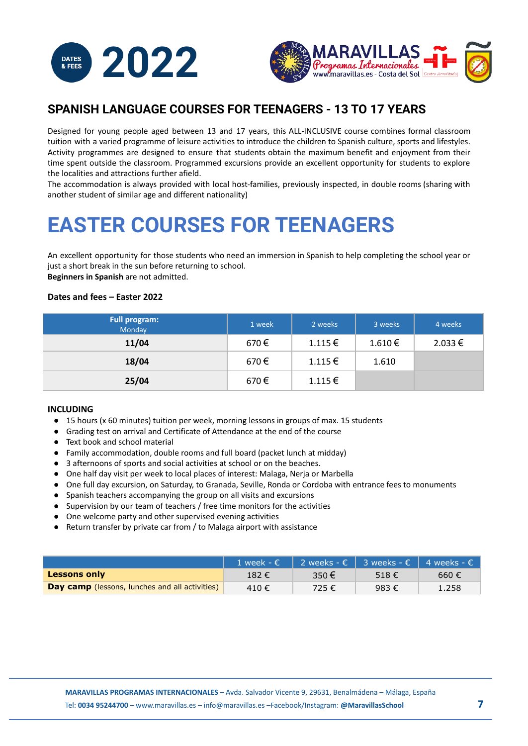DATES & FEES **2022**

MARAVILLAS Programas Internacionales
www.maravillas.es - Costa del Sol

## SPANISH LANGUAGE COURSES FOR TEENAGERS - 13 TO 17 YEARS

Designed for young people aged between 13 and 17 years, this ALL-INCLUSIVE course combines formal classroom tuition with a varied programme of leisure activities to introduce the children to Spanish culture, sports and lifestyles. Activity programmes are designed to ensure that students obtain the maximum benefit and enjoyment from their time spent outside the classroom. Programmed excursions provide an excellent opportunity for students to explore the localities and attractions further afield.

The accommodation is always provided with local host-families, previously inspected, in double rooms (sharing with another student of similar age and different nationality)

# EASTER COURSES FOR TEENAGERS

An excellent opportunity for those students who need an immersion in Spanish to help completing the school year or just a short break in the sun before returning to school.

**Beginners in Spanish** are not admitted.

**Dates and fees – Easter 2022**

| Full program: Monday | 1 week | 2 weeks | 3 weeks | 4 weeks |
|---|---|---|---|---|
| **11/04** | 670 € | 1.115 € | 1.610 € | 2.033 € |
| **18/04** | 670 € | 1.115 € | 1.610 | |
| **25/04** | 670 € | 1.115 € | | |

**INCLUDING**

- 15 hours (x 60 minutes) tuition per week, morning lessons in groups of max. 15 students
- Grading test on arrival and Certificate of Attendance at the end of the course
- Text book and school material
- Family accommodation, double rooms and full board (packet lunch at midday)
- 3 afternoons of sports and social activities at school or on the beaches.
- One half day visit per week to local places of interest: Malaga, Nerja or Marbella
- One full day excursion, on Saturday, to Granada, Seville, Ronda or Cordoba with entrance fees to monuments
- Spanish teachers accompanying the group on all visits and excursions
- Supervision by our team of teachers / free time monitors for the activities
- One welcome party and other supervised evening activities
- Return transfer by private car from / to Malaga airport with assistance

| | 1 week - € | 2 weeks - € | 3 weeks - € | 4 weeks - € |
|---|---|---|---|---|
| **Lessons only** | 182 € | 350 € | 518 € | 660 € |
| **Day camp** (lessons, lunches and all activities) | 410 € | 725 € | 983 € | 1.258 |

**MARAVILLAS PROGRAMAS INTERNACIONALES** – Avda. Salvador Vicente 9, 29631, Benalmádena – Málaga, España
Tel: **0034 95244700** – www.maravillas.es – info@maravillas.es –Facebook/Instagram: **@MaravillasSchool**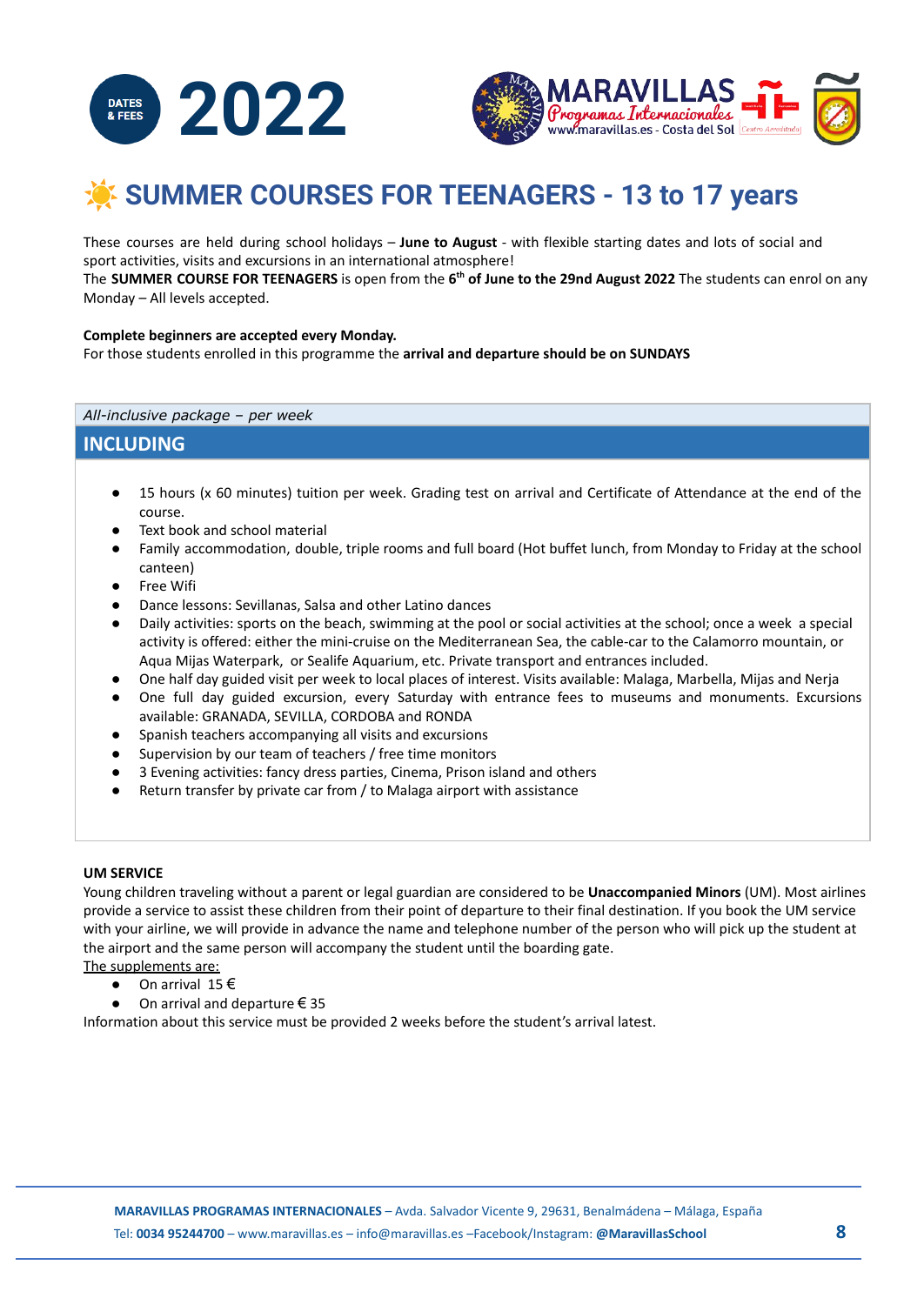DATES & FEES **2022**

MARAVILLAS Programas Internacionales www.maravillas.es - Costa del Sol

# ☀️ SUMMER COURSES FOR TEENAGERS - 13 to 17 years

These courses are held during school holidays – **June to August** - with flexible starting dates and lots of social and sport activities, visits and excursions in an international atmosphere!
The **SUMMER COURSE FOR TEENAGERS** is open from the **6th of June to the 29nd August 2022** The students can enrol on any Monday – All levels accepted.

**Complete beginners are accepted every Monday.**
For those students enrolled in this programme the **arrival and departure should be on SUNDAYS**

*All-inclusive package – per week*

## INCLUDING

- 15 hours (x 60 minutes) tuition per week. Grading test on arrival and Certificate of Attendance at the end of the course.
- Text book and school material
- Family accommodation, double, triple rooms and full board (Hot buffet lunch, from Monday to Friday at the school canteen)
- Free Wifi
- Dance lessons: Sevillanas, Salsa and other Latino dances
- Daily activities: sports on the beach, swimming at the pool or social activities at the school; once a week a special activity is offered: either the mini-cruise on the Mediterranean Sea, the cable-car to the Calamorro mountain, or Aqua Mijas Waterpark, or Sealife Aquarium, etc. Private transport and entrances included.
- One half day guided visit per week to local places of interest. Visits available: Malaga, Marbella, Mijas and Nerja
- One full day guided excursion, every Saturday with entrance fees to museums and monuments. Excursions available: GRANADA, SEVILLA, CORDOBA and RONDA
- Spanish teachers accompanying all visits and excursions
- Supervision by our team of teachers / free time monitors
- 3 Evening activities: fancy dress parties, Cinema, Prison island and others
- Return transfer by private car from / to Malaga airport with assistance

**UM SERVICE**
Young children traveling without a parent or legal guardian are considered to be **Unaccompanied Minors** (UM). Most airlines provide a service to assist these children from their point of departure to their final destination. If you book the UM service with your airline, we will provide in advance the name and telephone number of the person who will pick up the student at the airport and the same person will accompany the student until the boarding gate.
The supplements are:

- On arrival 15 €
- On arrival and departure € 35

Information about this service must be provided 2 weeks before the student's arrival latest.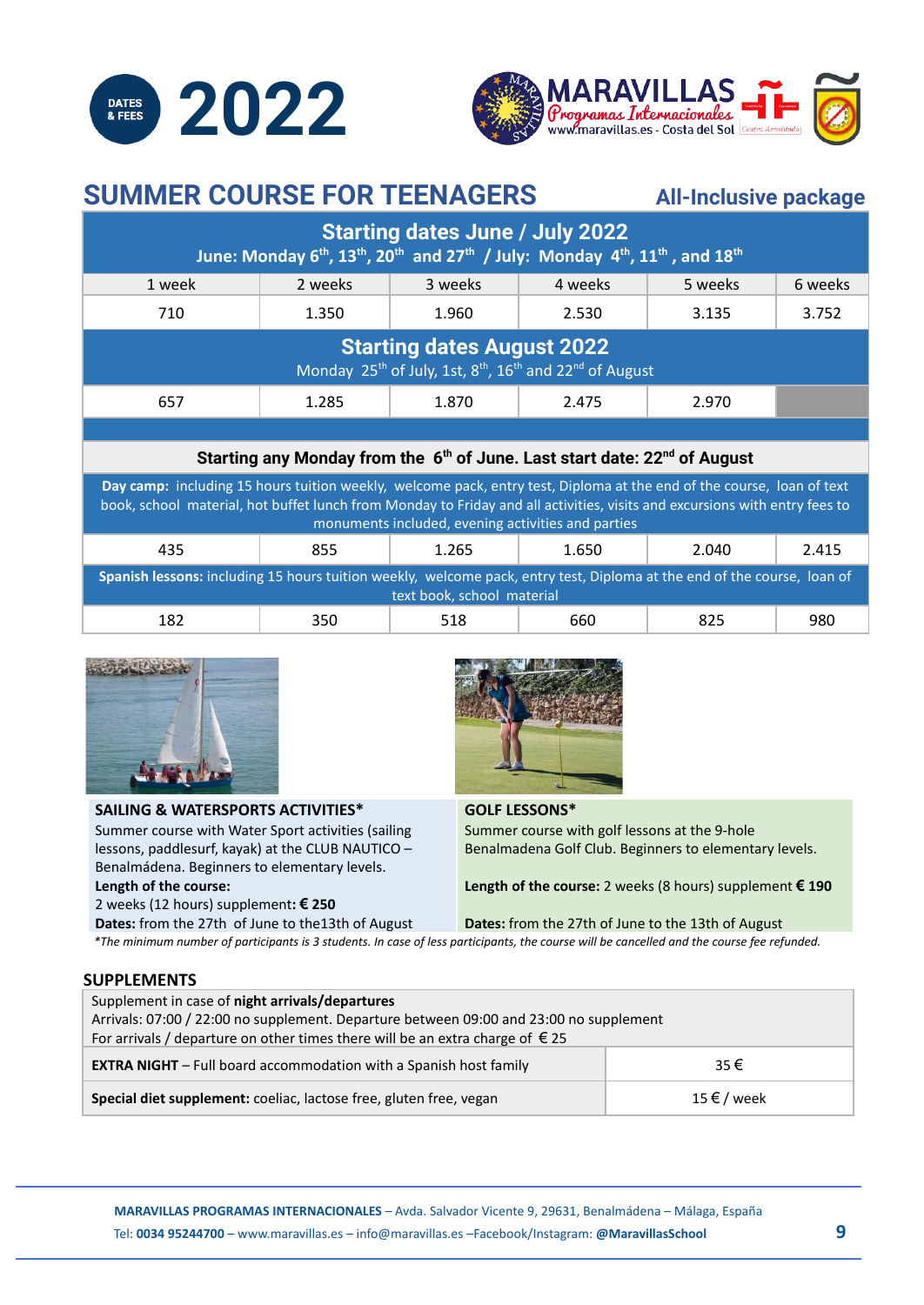**DATES & FEES** **2022**

MARAVILLAS Programas Internacionales
www.maravillas.es - Costa del Sol

## SUMMER COURSE FOR TEENAGERS

**All-Inclusive package**

| **Starting dates June / July 2022** — June: Monday 6th, 13th, 20th and 27th / July: Monday 4th, 11th, and 18th | | | | | |
|---|---|---|---|---|---|
| 1 week | 2 weeks | 3 weeks | 4 weeks | 5 weeks | 6 weeks |
| 710 | 1.350 | 1.960 | 2.530 | 3.135 | 3.752 |
| **Starting dates August 2022** — Monday 25th of July, 1st, 8th, 16th and 22nd of August | | | | | |
| 657 | 1.285 | 1.870 | 2.475 | 2.970 | |
| **Starting any Monday from the 6th of June. Last start date: 22nd of August** | | | | | |
| **Day camp:** including 15 hours tuition weekly, welcome pack, entry test, Diploma at the end of the course, loan of text book, school material, hot buffet lunch from Monday to Friday and all activities, visits and excursions with entry fees to monuments included, evening activities and parties | | | | | |
| 435 | 855 | 1.265 | 1.650 | 2.040 | 2.415 |
| **Spanish lessons:** including 15 hours tuition weekly, welcome pack, entry test, Diploma at the end of the course, loan of text book, school material | | | | | |
| 182 | 350 | 518 | 660 | 825 | 980 |

**SAILING & WATERSPORTS ACTIVITIES***

Summer course with Water Sport activities (sailing lessons, paddlesurf, kayak) at the CLUB NAUTICO – Benalmádena. Beginners to elementary levels.

**Length of the course:**
2 weeks (12 hours) supplement: **€ 250**

**Dates:** from the 27th of June to the13th of August

**GOLF LESSONS***

Summer course with golf lessons at the 9-hole Benalmadena Golf Club. Beginners to elementary levels.

**Length of the course:** 2 weeks (8 hours) supplement **€ 190**

**Dates:** from the 27th of June to the 13th of August

*\*The minimum number of participants is 3 students. In case of less participants, the course will be cancelled and the course fee refunded.*

### SUPPLEMENTS

| Supplement in case of **night arrivals/departures**<br>Arrivals: 07:00 / 22:00 no supplement. Departure between 09:00 and 23:00 no supplement<br>For arrivals / departure on other times there will be an extra charge of € 25 | |
|---|---|
| **EXTRA NIGHT** – Full board accommodation with a Spanish host family | 35 € |
| **Special diet supplement:** coeliac, lactose free, gluten free, vegan | 15 € / week |

**MARAVILLAS PROGRAMAS INTERNACIONALES** – Avda. Salvador Vicente 9, 29631, Benalmádena – Málaga, España
Tel: **0034 95244700** – www.maravillas.es – info@maravillas.es –Facebook/Instagram: **@MaravillasSchool**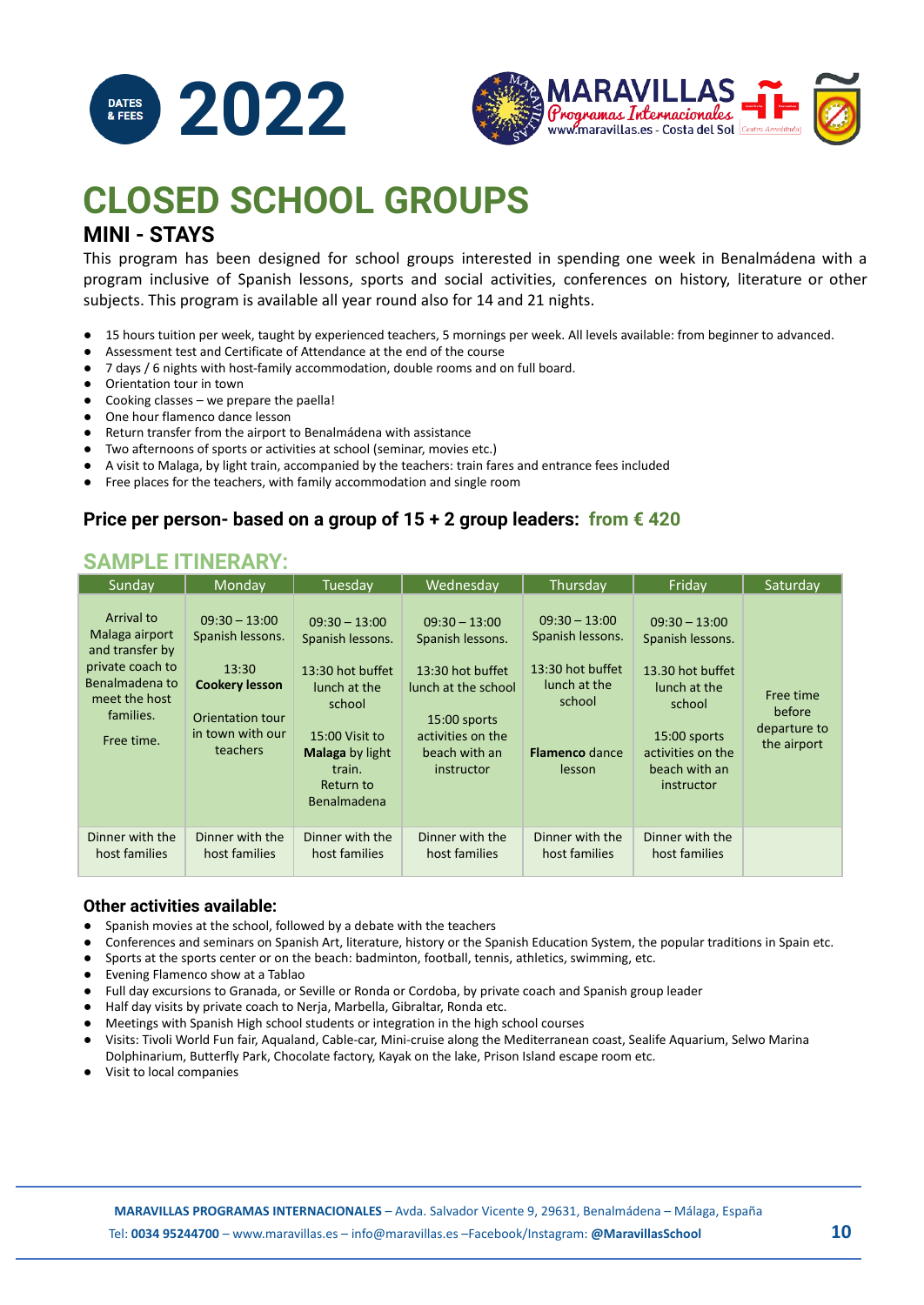DATES & FEES **2022**

# CLOSED SCHOOL GROUPS

## MINI - STAYS

This program has been designed for school groups interested in spending one week in Benalmádena with a program inclusive of Spanish lessons, sports and social activities, conferences on history, literature or other subjects. This program is available all year round also for 14 and 21 nights.

- 15 hours tuition per week, taught by experienced teachers, 5 mornings per week. All levels available: from beginner to advanced.
- Assessment test and Certificate of Attendance at the end of the course
- 7 days / 6 nights with host-family accommodation, double rooms and on full board.
- Orientation tour in town
- Cooking classes – we prepare the paella!
- One hour flamenco dance lesson
- Return transfer from the airport to Benalmádena with assistance
- Two afternoons of sports or activities at school (seminar, movies etc.)
- A visit to Malaga, by light train, accompanied by the teachers: train fares and entrance fees included
- Free places for the teachers, with family accommodation and single room

### Price per person- based on a group of 15 + 2 group leaders: from € 420

## SAMPLE ITINERARY:

| Sunday | Monday | Tuesday | Wednesday | Thursday | Friday | Saturday |
|---|---|---|---|---|---|---|
| Arrival to Malaga airport and transfer by private coach to Benalmadena to meet the host families.<br><br>Free time. | 09:30 – 13:00 Spanish lessons.<br><br>13:30 **Cookery lesson**<br><br>Orientation tour in town with our teachers | 09:30 – 13:00 Spanish lessons.<br><br>13:30 hot buffet lunch at the school<br><br>15:00 Visit to **Malaga** by light train. Return to Benalmadena | 09:30 – 13:00 Spanish lessons.<br><br>13:30 hot buffet lunch at the school<br><br>15:00 sports activities on the beach with an instructor | 09:30 – 13:00 Spanish lessons.<br><br>13:30 hot buffet lunch at the school<br><br>**Flamenco** dance lesson | 09:30 – 13:00 Spanish lessons.<br><br>13.30 hot buffet lunch at the school<br><br>15:00 sports activities on the beach with an instructor | Free time before departure to the airport |
| Dinner with the host families | Dinner with the host families | Dinner with the host families | Dinner with the host families | Dinner with the host families | Dinner with the host families | |

### Other activities available:

- Spanish movies at the school, followed by a debate with the teachers
- Conferences and seminars on Spanish Art, literature, history or the Spanish Education System, the popular traditions in Spain etc.
- Sports at the sports center or on the beach: badminton, football, tennis, athletics, swimming, etc.
- Evening Flamenco show at a Tablao
- Full day excursions to Granada, or Seville or Ronda or Cordoba, by private coach and Spanish group leader
- Half day visits by private coach to Nerja, Marbella, Gibraltar, Ronda etc.
- Meetings with Spanish High school students or integration in the high school courses
- Visits: Tivoli World Fun fair, Aqualand, Cable-car, Mini-cruise along the Mediterranean coast, Sealife Aquarium, Selwo Marina Dolphinarium, Butterfly Park, Chocolate factory, Kayak on the lake, Prison Island escape room etc.
- Visit to local companies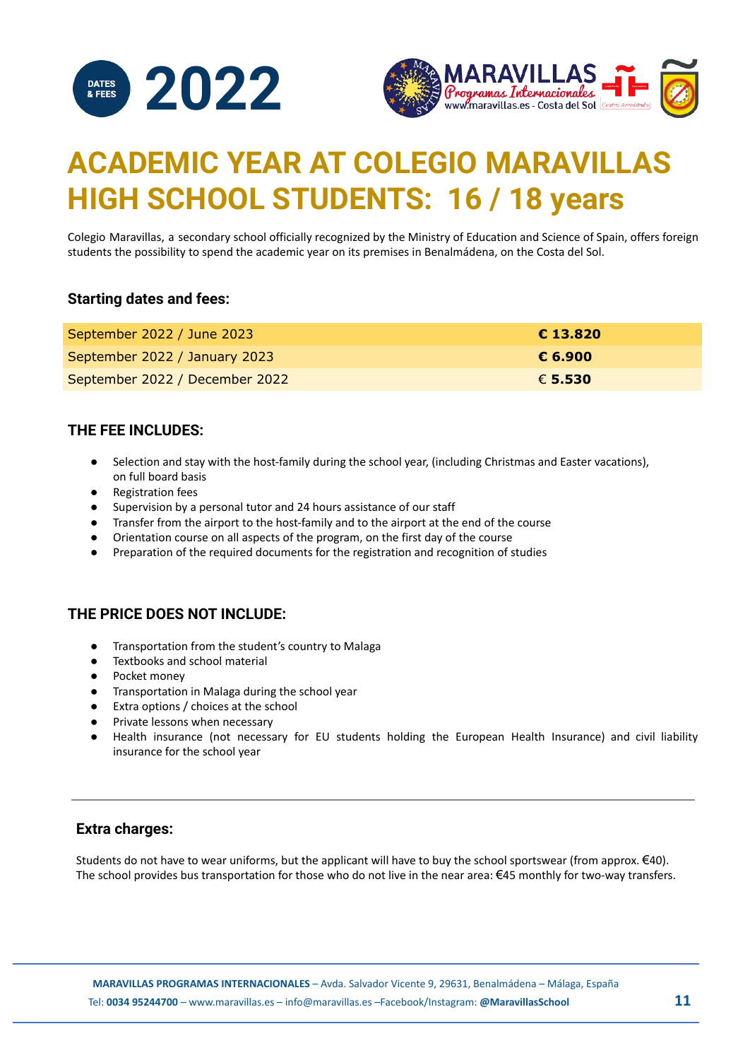DATES & FEES **2022**

# ACADEMIC YEAR AT COLEGIO MARAVILLAS HIGH SCHOOL STUDENTS: 16 / 18 years

Colegio Maravillas, a secondary school officially recognized by the Ministry of Education and Science of Spain, offers foreign students the possibility to spend the academic year on its premises in Benalmádena, on the Costa del Sol.

### Starting dates and fees:

| | |
|---|---|
| September 2022 / June 2023 | **€ 13.820** |
| September 2022 / January 2023 | **€ 6.900** |
| September 2022 / December 2022 | € **5.530** |

### THE FEE INCLUDES:

- Selection and stay with the host-family during the school year, (including Christmas and Easter vacations), on full board basis
- Registration fees
- Supervision by a personal tutor and 24 hours assistance of our staff
- Transfer from the airport to the host-family and to the airport at the end of the course
- Orientation course on all aspects of the program, on the first day of the course
- Preparation of the required documents for the registration and recognition of studies

### THE PRICE DOES NOT INCLUDE:

- Transportation from the student's country to Malaga
- Textbooks and school material
- Pocket money
- Transportation in Malaga during the school year
- Extra options / choices at the school
- Private lessons when necessary
- Health insurance (not necessary for EU students holding the European Health Insurance) and civil liability insurance for the school year

---

### Extra charges:

Students do not have to wear uniforms, but the applicant will have to buy the school sportswear (from approx. €40). The school provides bus transportation for those who do not live in the near area: €45 monthly for two-way transfers.

**MARAVILLAS PROGRAMAS INTERNACIONALES** – Avda. Salvador Vicente 9, 29631, Benalmádena – Málaga, España
Tel: **0034 95244700** – www.maravillas.es – info@maravillas.es –Facebook/Instagram: **@MaravillasSchool**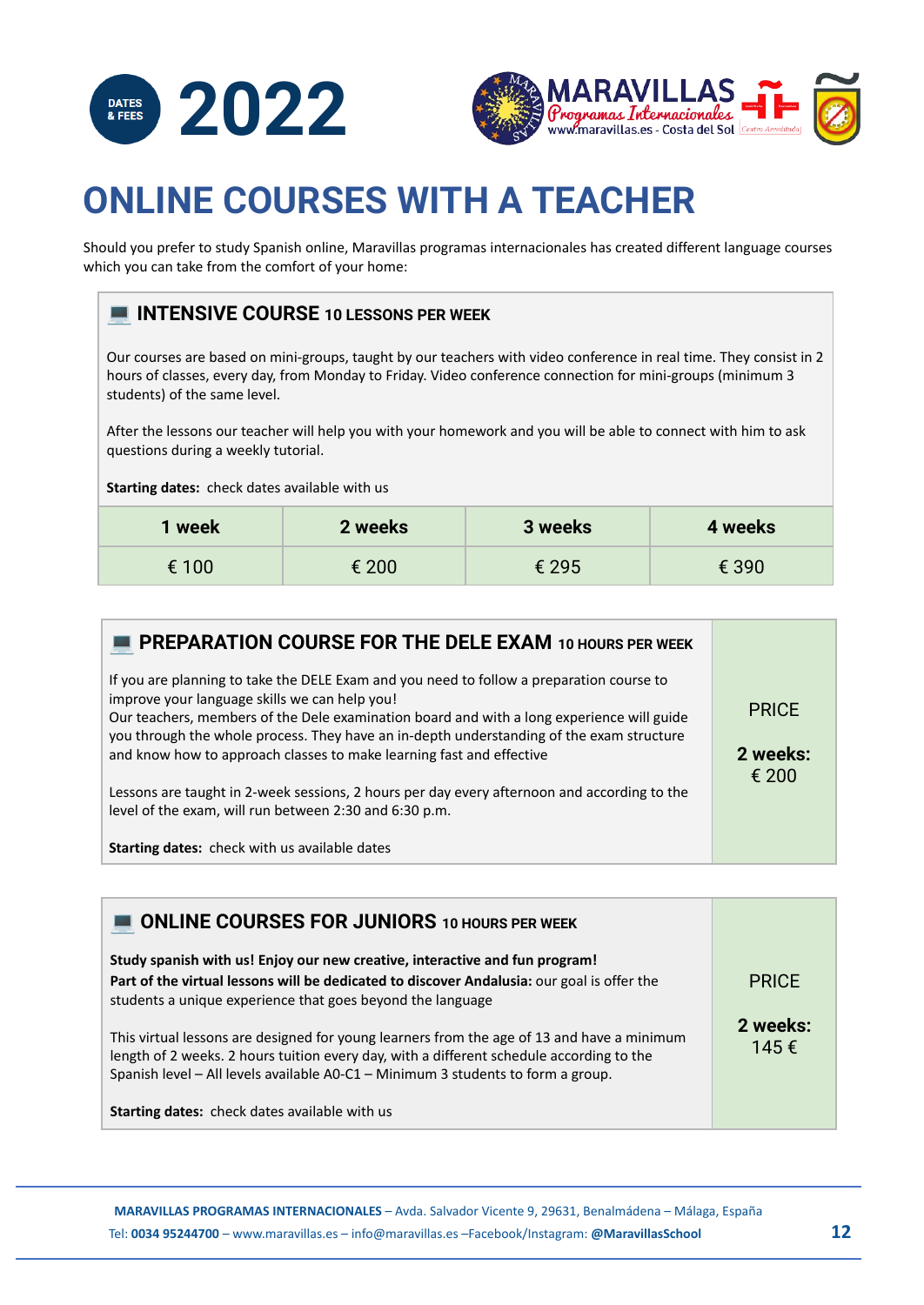DATES & FEES **2022**

# ONLINE COURSES WITH A TEACHER

Should you prefer to study Spanish online, Maravillas programas internacionales has created different language courses which you can take from the comfort of your home:

## 💻 INTENSIVE COURSE 10 LESSONS PER WEEK

Our courses are based on mini-groups, taught by our teachers with video conference in real time. They consist in 2 hours of classes, every day, from Monday to Friday. Video conference connection for mini-groups (minimum 3 students) of the same level.

After the lessons our teacher will help you with your homework and you will be able to connect with him to ask questions during a weekly tutorial.

**Starting dates:** check dates available with us

| 1 week | 2 weeks | 3 weeks | 4 weeks |
|---|---|---|---|
| € 100 | € 200 | € 295 | € 390 |

## 💻 PREPARATION COURSE FOR THE DELE EXAM 10 HOURS PER WEEK

If you are planning to take the DELE Exam and you need to follow a preparation course to improve your language skills we can help you!
Our teachers, members of the Dele examination board and with a long experience will guide you through the whole process. They have an in-depth understanding of the exam structure and know how to approach classes to make learning fast and effective

Lessons are taught in 2-week sessions, 2 hours per day every afternoon and according to the level of the exam, will run between 2:30 and 6:30 p.m.

**Starting dates:** check with us available dates

PRICE

**2 weeks:** € 200

## 💻 ONLINE COURSES FOR JUNIORS 10 HOURS PER WEEK

**Study spanish with us! Enjoy our new creative, interactive and fun program!**
**Part of the virtual lessons will be dedicated to discover Andalusia:** our goal is offer the students a unique experience that goes beyond the language

This virtual lessons are designed for young learners from the age of 13 and have a minimum length of 2 weeks. 2 hours tuition every day, with a different schedule according to the Spanish level – All levels available A0-C1 – Minimum 3 students to form a group.

**Starting dates:** check dates available with us

PRICE

**2 weeks:** 145 €

**MARAVILLAS PROGRAMAS INTERNACIONALES** – Avda. Salvador Vicente 9, 29631, Benalmádena – Málaga, España
Tel: **0034 95244700** – www.maravillas.es – info@maravillas.es –Facebook/Instagram: **@MaravillasSchool**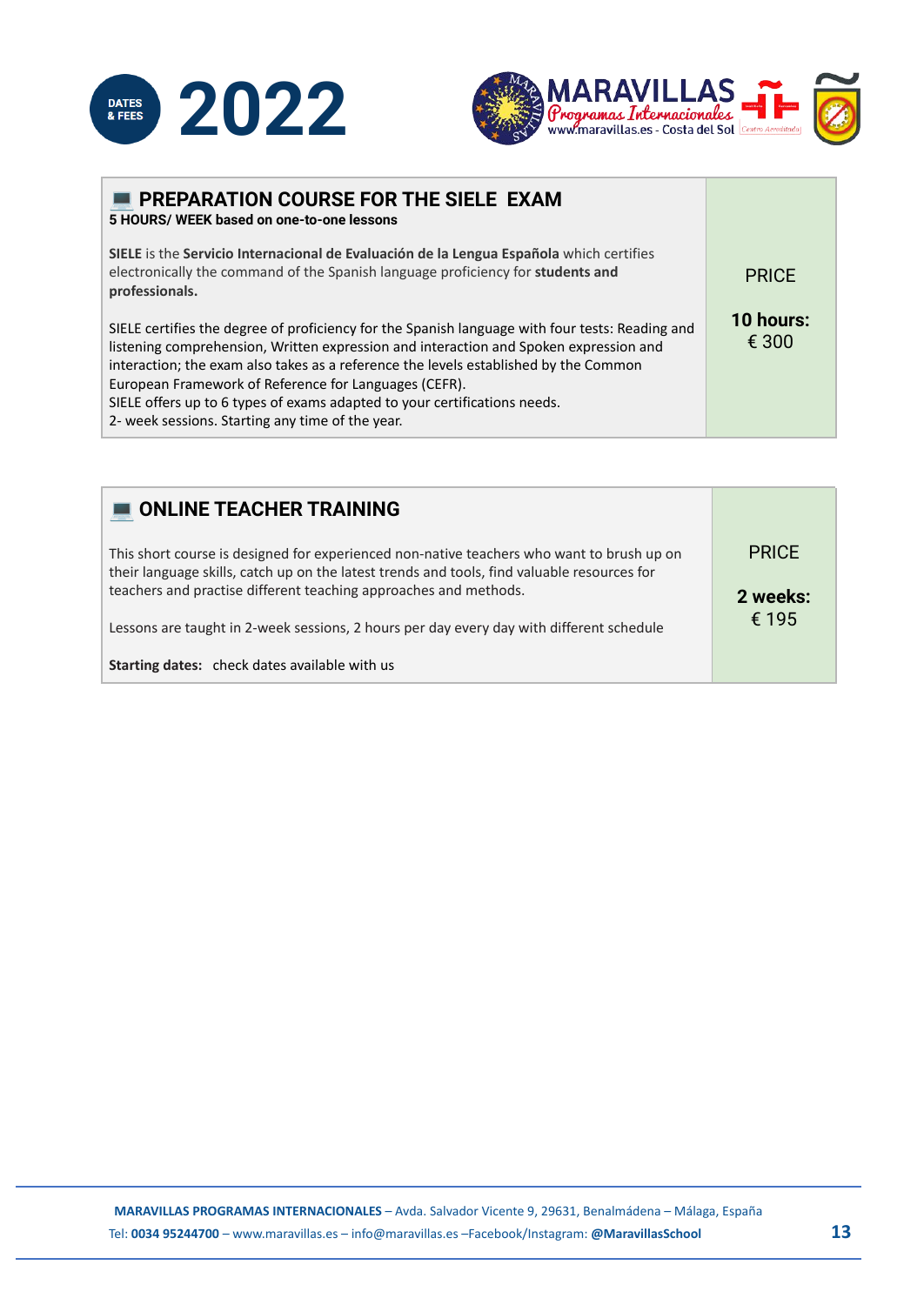# DATES & FEES 2022

## 💻 PREPARATION COURSE FOR THE SIELE EXAM

**5 HOURS/ WEEK based on one-to-one lessons**

**SIELE** is the **Servicio Internacional de Evaluación de la Lengua Española** which certifies electronically the command of the Spanish language proficiency for **students and professionals.**

SIELE certifies the degree of proficiency for the Spanish language with four tests: Reading and listening comprehension, Written expression and interaction and Spoken expression and interaction; the exam also takes as a reference the levels established by the Common European Framework of Reference for Languages (CEFR).
SIELE offers up to 6 types of exams adapted to your certifications needs.
2- week sessions. Starting any time of the year.

PRICE

**10 hours:**
€ 300

## 💻 ONLINE TEACHER TRAINING

This short course is designed for experienced non-native teachers who want to brush up on their language skills, catch up on the latest trends and tools, find valuable resources for teachers and practise different teaching approaches and methods.

Lessons are taught in 2-week sessions, 2 hours per day every day with different schedule

**Starting dates:** check dates available with us

PRICE

**2 weeks:**
€ 195

**MARAVILLAS PROGRAMAS INTERNACIONALES** – Avda. Salvador Vicente 9, 29631, Benalmádena – Málaga, España
Tel: **0034 95244700** – www.maravillas.es – info@maravillas.es –Facebook/Instagram: **@MaravillasSchool**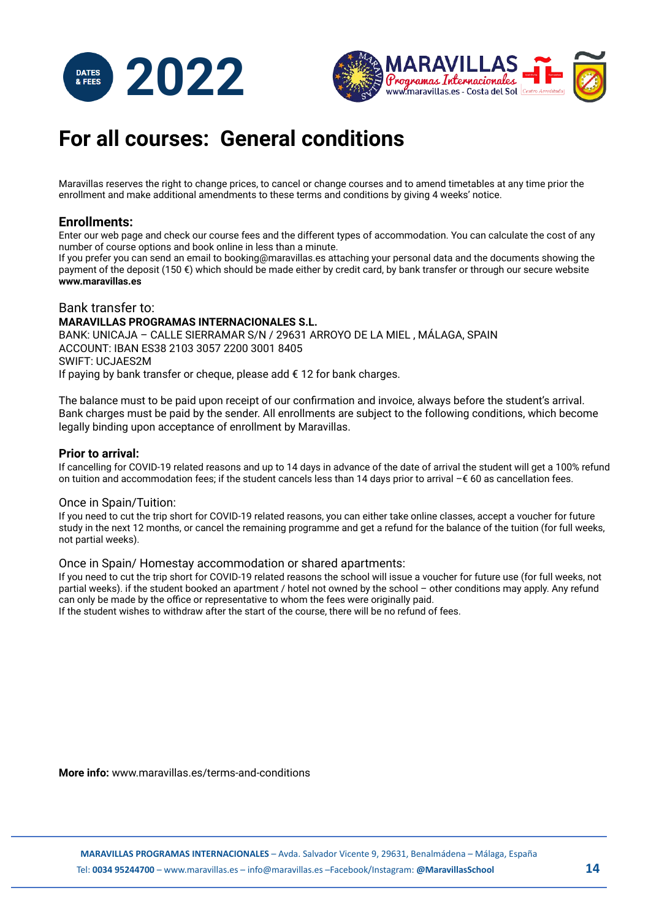DATES & FEES **2022**

# For all courses: General conditions

Maravillas reserves the right to change prices, to cancel or change courses and to amend timetables at any time prior the enrollment and make additional amendments to these terms and conditions by giving 4 weeks' notice.

## Enrollments:

Enter our web page and check our course fees and the different types of accommodation. You can calculate the cost of any number of course options and book online in less than a minute.
If you prefer you can send an email to booking@maravillas.es attaching your personal data and the documents showing the payment of the deposit (150 €) which should be made either by credit card, by bank transfer or through our secure website **www.maravillas.es**

Bank transfer to:
**MARAVILLAS PROGRAMAS INTERNACIONALES S.L.**
BANK: UNICAJA – CALLE SIERRAMAR S/N / 29631 ARROYO DE LA MIEL , MÁLAGA, SPAIN
ACCOUNT: IBAN ES38 2103 3057 2200 3001 8405
SWIFT: UCJAES2M
If paying by bank transfer or cheque, please add € 12 for bank charges.

The balance must to be paid upon receipt of our confirmation and invoice, always before the student's arrival. Bank charges must be paid by the sender. All enrollments are subject to the following conditions, which become legally binding upon acceptance of enrollment by Maravillas.

## Prior to arrival:

If cancelling for COVID-19 related reasons and up to 14 days in advance of the date of arrival the student will get a 100% refund on tuition and accommodation fees; if the student cancels less than 14 days prior to arrival –€ 60 as cancellation fees.

Once in Spain/Tuition:
If you need to cut the trip short for COVID-19 related reasons, you can either take online classes, accept a voucher for future study in the next 12 months, or cancel the remaining programme and get a refund for the balance of the tuition (for full weeks, not partial weeks).

Once in Spain/ Homestay accommodation or shared apartments:
If you need to cut the trip short for COVID-19 related reasons the school will issue a voucher for future use (for full weeks, not partial weeks). if the student booked an apartment / hotel not owned by the school – other conditions may apply. Any refund can only be made by the office or representative to whom the fees were originally paid.
If the student wishes to withdraw after the start of the course, there will be no refund of fees.

**More info:** www.maravillas.es/terms-and-conditions

**MARAVILLAS PROGRAMAS INTERNACIONALES** – Avda. Salvador Vicente 9, 29631, Benalmádena – Málaga, España
Tel: **0034 95244700** – www.maravillas.es – info@maravillas.es –Facebook/Instagram: **@MaravillasSchool**